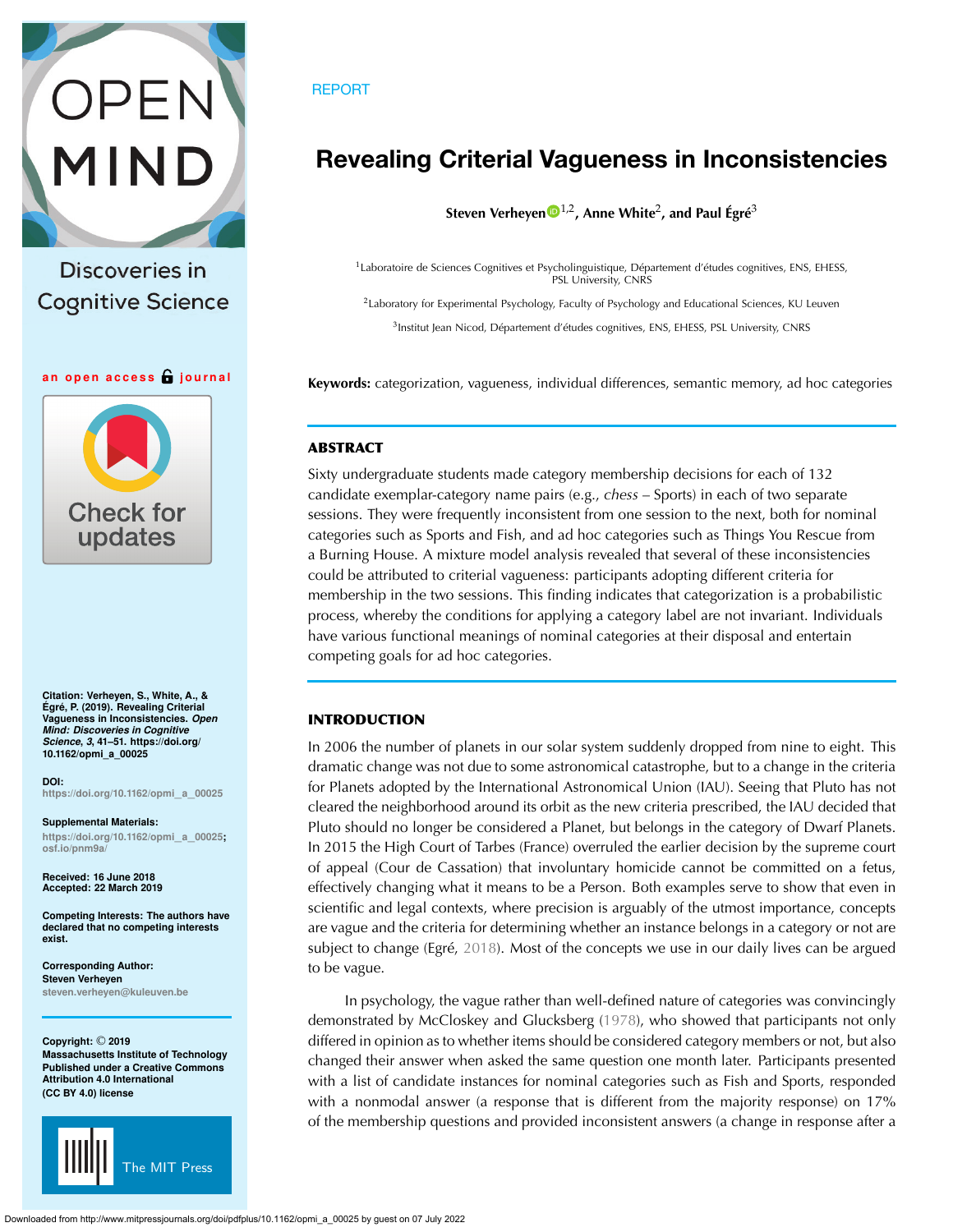REPORT

# Revealing Criterial Vagueness in Inconsistencies

**Steven Verheyen**[1,2], **Anne White**[2], **and Paul Égré**[3]

[1]Laboratoire de Sciences Cognitives et Psycholinguistique, Département d'études cognitives, ENS, EHESS, PSL University, CNRS

[2]Laboratory for Experimental Psychology, Faculty of Psychology and Educational Sciences, KU Leuven

[3]Institut Jean Nicod, Département d'études cognitives, ENS, EHESS, PSL University, CNRS

**Keywords:** categorization, vagueness, individual differences, semantic memory, ad hoc categories

## ABSTRACT

Sixty undergraduate students made category membership decisions for each of 132 candidate exemplar-category name pairs (e.g., *chess* – Sports) in each of two separate sessions. They were frequently inconsistent from one session to the next, both for nominal categories such as Sports and Fish, and ad hoc categories such as Things You Rescue from a Burning House. A mixture model analysis revealed that several of these inconsistencies could be attributed to criterial vagueness: participants adopting different criteria for membership in the two sessions. This finding indicates that categorization is a probabilistic process, whereby the conditions for applying a category label are not invariant. Individuals have various functional meanings of nominal categories at their disposal and entertain competing goals for ad hoc categories.

**Citation:** Verheyen, S., White, A., & Égré, P. (2019). Revealing Criterial Vagueness in Inconsistencies. *Open Mind: Discoveries in Cognitive Science*, *3*, 41–51. https://doi.org/10.1162/opmi_a_00025

**DOI:** https://doi.org/10.1162/opmi_a_00025

**Supplemental Materials:** https://doi.org/10.1162/opmi_a_00025; osf.io/pnm9a/

**Received:** 16 June 2018
**Accepted:** 22 March 2019

**Competing Interests:** The authors have declared that no competing interests exist.

**Corresponding Author:** Steven Verheyen steven.verheyen@kuleuven.be

**Copyright:** © 2019 Massachusetts Institute of Technology Published under a Creative Commons Attribution 4.0 International (CC BY 4.0) license

## INTRODUCTION

In 2006 the number of planets in our solar system suddenly dropped from nine to eight. This dramatic change was not due to some astronomical catastrophe, but to a change in the criteria for Planets adopted by the International Astronomical Union (IAU). Seeing that Pluto has not cleared the neighborhood around its orbit as the new criteria prescribed, the IAU decided that Pluto should no longer be considered a Planet, but belongs in the category of Dwarf Planets. In 2015 the High Court of Tarbes (France) overruled the earlier decision by the supreme court of appeal (Cour de Cassation) that involuntary homicide cannot be committed on a fetus, effectively changing what it means to be a Person. Both examples serve to show that even in scientific and legal contexts, where precision is arguably of the utmost importance, concepts are vague and the criteria for determining whether an instance belongs in a category or not are subject to change (Egré, 2018). Most of the concepts we use in our daily lives can be argued to be vague.

In psychology, the vague rather than well-defined nature of categories was convincingly demonstrated by McCloskey and Glucksberg (1978), who showed that participants not only differed in opinion as to whether items should be considered category members or not, but also changed their answer when asked the same question one month later. Participants presented with a list of candidate instances for nominal categories such as Fish and Sports, responded with a nonmodal answer (a response that is different from the majority response) on 17% of the membership questions and provided inconsistent answers (a change in response after a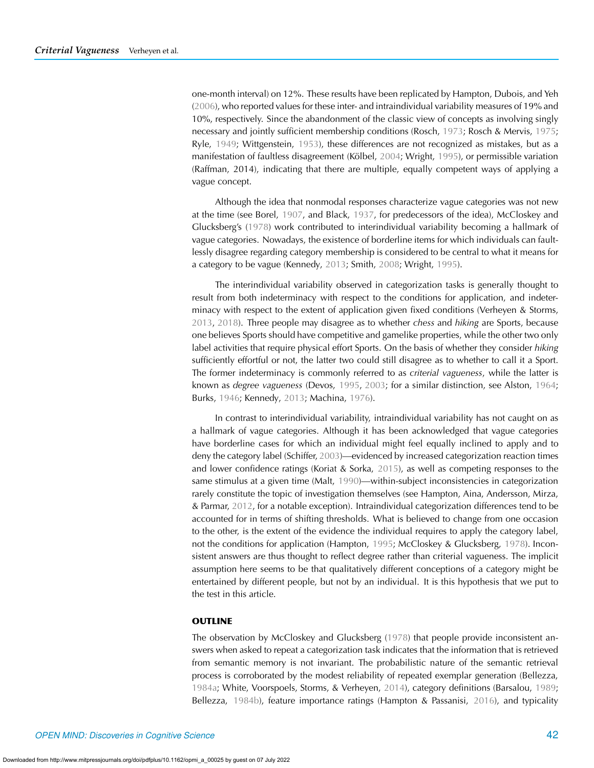one-month interval) on 12%. These results have been replicated by Hampton, Dubois, and Yeh (2006), who reported values for these inter- and intraindividual variability measures of 19% and 10%, respectively. Since the abandonment of the classic view of concepts as involving singly necessary and jointly sufficient membership conditions (Rosch, 1973; Rosch & Mervis, 1975; Ryle, 1949; Wittgenstein, 1953), these differences are not recognized as mistakes, but as a manifestation of faultless disagreement (Kölbel, 2004; Wright, 1995), or permissible variation (Raffman, 2014), indicating that there are multiple, equally competent ways of applying a vague concept.

Although the idea that nonmodal responses characterize vague categories was not new at the time (see Borel, 1907, and Black, 1937, for predecessors of the idea), McCloskey and Glucksberg's (1978) work contributed to interindividual variability becoming a hallmark of vague categories. Nowadays, the existence of borderline items for which individuals can faultlessly disagree regarding category membership is considered to be central to what it means for a category to be vague (Kennedy, 2013; Smith, 2008; Wright, 1995).

The interindividual variability observed in categorization tasks is generally thought to result from both indeterminacy with respect to the conditions for application, and indeterminacy with respect to the extent of application given fixed conditions (Verheyen & Storms, 2013, 2018). Three people may disagree as to whether *chess* and *hiking* are Sports, because one believes Sports should have competitive and gamelike properties, while the other two only label activities that require physical effort Sports. On the basis of whether they consider *hiking* sufficiently effortful or not, the latter two could still disagree as to whether to call it a Sport. The former indeterminacy is commonly referred to as *criterial vagueness*, while the latter is known as *degree vagueness* (Devos, 1995, 2003; for a similar distinction, see Alston, 1964; Burks, 1946; Kennedy, 2013; Machina, 1976).

In contrast to interindividual variability, intraindividual variability has not caught on as a hallmark of vague categories. Although it has been acknowledged that vague categories have borderline cases for which an individual might feel equally inclined to apply and to deny the category label (Schiffer, 2003)—evidenced by increased categorization reaction times and lower confidence ratings (Koriat & Sorka, 2015), as well as competing responses to the same stimulus at a given time (Malt, 1990)—within-subject inconsistencies in categorization rarely constitute the topic of investigation themselves (see Hampton, Aina, Andersson, Mirza, & Parmar, 2012, for a notable exception). Intraindividual categorization differences tend to be accounted for in terms of shifting thresholds. What is believed to change from one occasion to the other, is the extent of the evidence the individual requires to apply the category label, not the conditions for application (Hampton, 1995; McCloskey & Glucksberg, 1978). Inconsistent answers are thus thought to reflect degree rather than criterial vagueness. The implicit assumption here seems to be that qualitatively different conceptions of a category might be entertained by different people, but not by an individual. It is this hypothesis that we put to the test in this article.

## OUTLINE

The observation by McCloskey and Glucksberg (1978) that people provide inconsistent answers when asked to repeat a categorization task indicates that the information that is retrieved from semantic memory is not invariant. The probabilistic nature of the semantic retrieval process is corroborated by the modest reliability of repeated exemplar generation (Bellezza, 1984a; White, Voorspoels, Storms, & Verheyen, 2014), category definitions (Barsalou, 1989; Bellezza, 1984b), feature importance ratings (Hampton & Passanisi, 2016), and typicality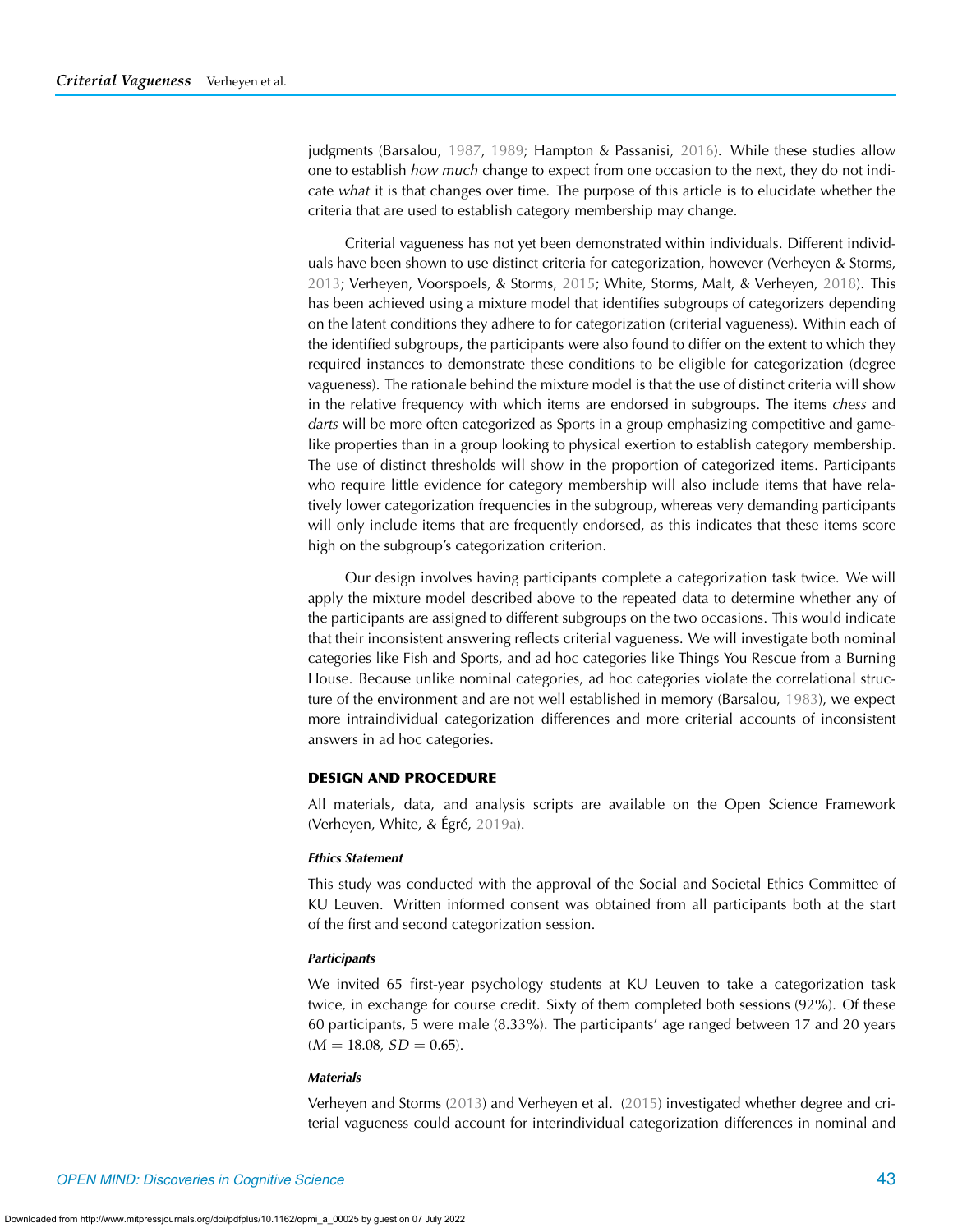judgments (Barsalou, 1987, 1989; Hampton & Passanisi, 2016). While these studies allow one to establish *how much* change to expect from one occasion to the next, they do not indicate *what* it is that changes over time. The purpose of this article is to elucidate whether the criteria that are used to establish category membership may change.

Criterial vagueness has not yet been demonstrated within individuals. Different individuals have been shown to use distinct criteria for categorization, however (Verheyen & Storms, 2013; Verheyen, Voorspoels, & Storms, 2015; White, Storms, Malt, & Verheyen, 2018). This has been achieved using a mixture model that identifies subgroups of categorizers depending on the latent conditions they adhere to for categorization (criterial vagueness). Within each of the identified subgroups, the participants were also found to differ on the extent to which they required instances to demonstrate these conditions to be eligible for categorization (degree vagueness). The rationale behind the mixture model is that the use of distinct criteria will show in the relative frequency with which items are endorsed in subgroups. The items *chess* and *darts* will be more often categorized as Sports in a group emphasizing competitive and game-like properties than in a group looking to physical exertion to establish category membership. The use of distinct thresholds will show in the proportion of categorized items. Participants who require little evidence for category membership will also include items that have relatively lower categorization frequencies in the subgroup, whereas very demanding participants will only include items that are frequently endorsed, as this indicates that these items score high on the subgroup's categorization criterion.

Our design involves having participants complete a categorization task twice. We will apply the mixture model described above to the repeated data to determine whether any of the participants are assigned to different subgroups on the two occasions. This would indicate that their inconsistent answering reflects criterial vagueness. We will investigate both nominal categories like Fish and Sports, and ad hoc categories like Things You Rescue from a Burning House. Because unlike nominal categories, ad hoc categories violate the correlational structure of the environment and are not well established in memory (Barsalou, 1983), we expect more intraindividual categorization differences and more criterial accounts of inconsistent answers in ad hoc categories.

## DESIGN AND PROCEDURE

All materials, data, and analysis scripts are available on the Open Science Framework (Verheyen, White, & Égré, 2019a).

### *Ethics Statement*

This study was conducted with the approval of the Social and Societal Ethics Committee of KU Leuven. Written informed consent was obtained from all participants both at the start of the first and second categorization session.

### *Participants*

We invited 65 first-year psychology students at KU Leuven to take a categorization task twice, in exchange for course credit. Sixty of them completed both sessions (92%). Of these 60 participants, 5 were male (8.33%). The participants' age ranged between 17 and 20 years ($M = 18.08$, $SD = 0.65$).

### *Materials*

Verheyen and Storms (2013) and Verheyen et al. (2015) investigated whether degree and criterial vagueness could account for interindividual categorization differences in nominal and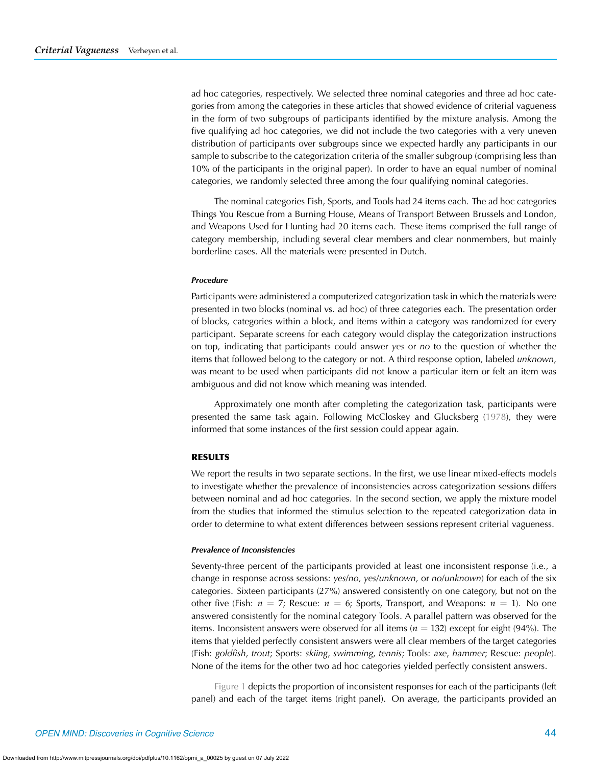ad hoc categories, respectively. We selected three nominal categories and three ad hoc categories from among the categories in these articles that showed evidence of criterial vagueness in the form of two subgroups of participants identified by the mixture analysis. Among the five qualifying ad hoc categories, we did not include the two categories with a very uneven distribution of participants over subgroups since we expected hardly any participants in our sample to subscribe to the categorization criteria of the smaller subgroup (comprising less than 10% of the participants in the original paper). In order to have an equal number of nominal categories, we randomly selected three among the four qualifying nominal categories.

The nominal categories Fish, Sports, and Tools had 24 items each. The ad hoc categories Things You Rescue from a Burning House, Means of Transport Between Brussels and London, and Weapons Used for Hunting had 20 items each. These items comprised the full range of category membership, including several clear members and clear nonmembers, but mainly borderline cases. All the materials were presented in Dutch.

#### *Procedure*

Participants were administered a computerized categorization task in which the materials were presented in two blocks (nominal vs. ad hoc) of three categories each. The presentation order of blocks, categories within a block, and items within a category was randomized for every participant. Separate screens for each category would display the categorization instructions on top, indicating that participants could answer *yes* or *no* to the question of whether the items that followed belong to the category or not. A third response option, labeled *unknown*, was meant to be used when participants did not know a particular item or felt an item was ambiguous and did not know which meaning was intended.

Approximately one month after completing the categorization task, participants were presented the same task again. Following McCloskey and Glucksberg (1978), they were informed that some instances of the first session could appear again.

## RESULTS

We report the results in two separate sections. In the first, we use linear mixed-effects models to investigate whether the prevalence of inconsistencies across categorization sessions differs between nominal and ad hoc categories. In the second section, we apply the mixture model from the studies that informed the stimulus selection to the repeated categorization data in order to determine to what extent differences between sessions represent criterial vagueness.

#### *Prevalence of Inconsistencies*

Seventy-three percent of the participants provided at least one inconsistent response (i.e., a change in response across sessions: *yes*/*no*, *yes*/*unknown*, or *no*/*unknown*) for each of the six categories. Sixteen participants (27%) answered consistently on one category, but not on the other five (Fish: $n = 7$; Rescue: $n = 6$; Sports, Transport, and Weapons: $n = 1$). No one answered consistently for the nominal category Tools. A parallel pattern was observed for the items. Inconsistent answers were observed for all items ($n = 132$) except for eight (94%). The items that yielded perfectly consistent answers were all clear members of the target categories (Fish: *goldfish*, *trout*; Sports: *skiing*, *swimming*, *tennis*; Tools: *axe*, *hammer*; Rescue: *people*). None of the items for the other two ad hoc categories yielded perfectly consistent answers.

Figure 1 depicts the proportion of inconsistent responses for each of the participants (left panel) and each of the target items (right panel). On average, the participants provided an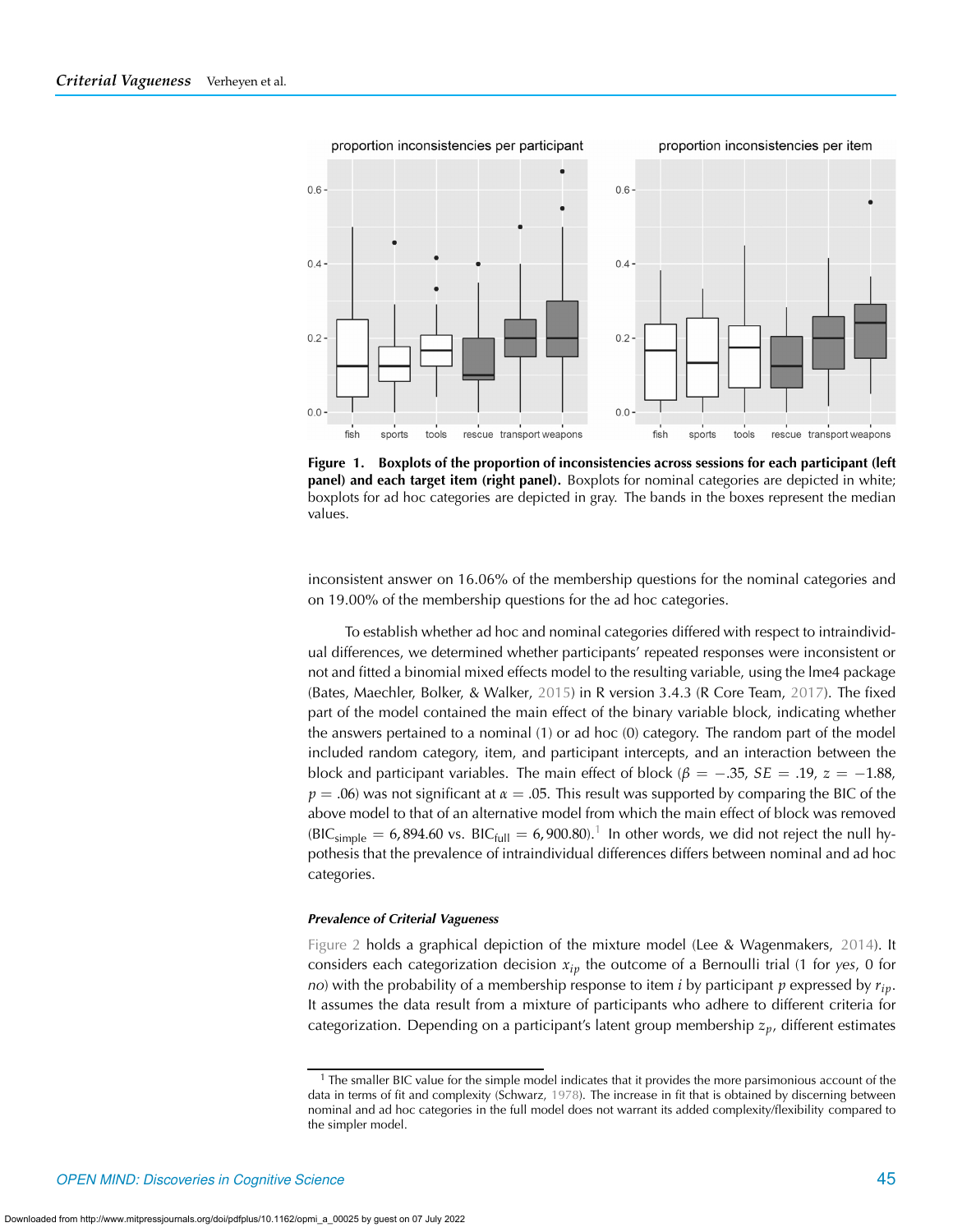**Figure 1. Boxplots of the proportion of inconsistencies across sessions for each participant (left panel) and each target item (right panel).** Boxplots for nominal categories are depicted in white; boxplots for ad hoc categories are depicted in gray. The bands in the boxes represent the median values.

inconsistent answer on 16.06% of the membership questions for the nominal categories and on 19.00% of the membership questions for the ad hoc categories.

To establish whether ad hoc and nominal categories differed with respect to intraindividual differences, we determined whether participants' repeated responses were inconsistent or not and fitted a binomial mixed effects model to the resulting variable, using the lme4 package (Bates, Maechler, Bolker, & Walker, 2015) in R version 3.4.3 (R Core Team, 2017). The fixed part of the model contained the main effect of the binary variable block, indicating whether the answers pertained to a nominal (1) or ad hoc (0) category. The random part of the model included random category, item, and participant intercepts, and an interaction between the block and participant variables. The main effect of block ($\beta = -.35$, $SE = .19$, $z = -1.88$, $p = .06$) was not significant at $\alpha = .05$. This result was supported by comparing the BIC of the above model to that of an alternative model from which the main effect of block was removed ($\text{BIC}_{\text{simple}} = 6{,}894.60$ vs. $\text{BIC}_{\text{full}} = 6{,}900.80$).[1] In other words, we did not reject the null hypothesis that the prevalence of intraindividual differences differs between nominal and ad hoc categories.

#### *Prevalence of Criterial Vagueness*

Figure 2 holds a graphical depiction of the mixture model (Lee & Wagenmakers, 2014). It considers each categorization decision $x_{ip}$ the outcome of a Bernoulli trial (1 for *yes*, 0 for *no*) with the probability of a membership response to item $i$ by participant $p$ expressed by $r_{ip}$. It assumes the data result from a mixture of participants who adhere to different criteria for categorization. Depending on a participant's latent group membership $z_p$, different estimates

[1] The smaller BIC value for the simple model indicates that it provides the more parsimonious account of the data in terms of fit and complexity (Schwarz, 1978). The increase in fit that is obtained by discerning between nominal and ad hoc categories in the full model does not warrant its added complexity/flexibility compared to the simpler model.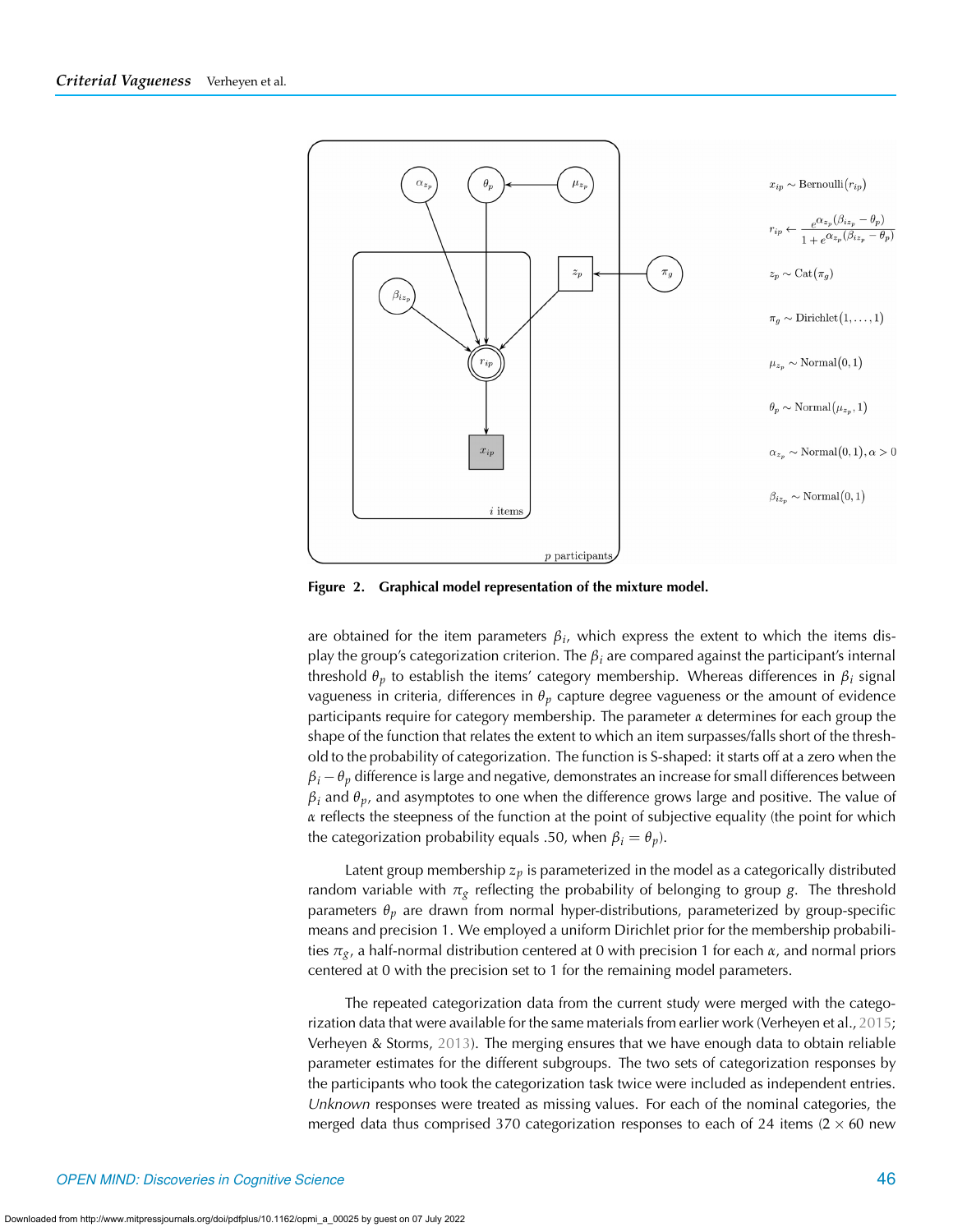$$x_{ip} \sim \text{Bernoulli}(r_{ip})$$

$$r_{ip} \leftarrow \frac{e^{\alpha_{z_p}(\beta_{iz_p} - \theta_p)}}{1 + e^{\alpha_{z_p}(\beta_{iz_p} - \theta_p)}}$$

$$z_p \sim \text{Cat}(\pi_g)$$

$$\pi_g \sim \text{Dirichlet}(1, \ldots, 1)$$

$$\mu_{z_p} \sim \text{Normal}(0, 1)$$

$$\theta_p \sim \text{Normal}(\mu_{z_p}, 1)$$

$$\alpha_{z_p} \sim \text{Normal}(0, 1), \alpha > 0$$

$$\beta_{iz_p} \sim \text{Normal}(0, 1)$$

**Figure 2. Graphical model representation of the mixture model.**

are obtained for the item parameters $\beta_i$, which express the extent to which the items display the group's categorization criterion. The $\beta_i$ are compared against the participant's internal threshold $\theta_p$ to establish the items' category membership. Whereas differences in $\beta_i$ signal vagueness in criteria, differences in $\theta_p$ capture degree vagueness or the amount of evidence participants require for category membership. The parameter $\alpha$ determines for each group the shape of the function that relates the extent to which an item surpasses/falls short of the threshold to the probability of categorization. The function is S-shaped: it starts off at a zero when the $\beta_i - \theta_p$ difference is large and negative, demonstrates an increase for small differences between $\beta_i$ and $\theta_p$, and asymptotes to one when the difference grows large and positive. The value of $\alpha$ reflects the steepness of the function at the point of subjective equality (the point for which the categorization probability equals .50, when $\beta_i = \theta_p$).

Latent group membership $z_p$ is parameterized in the model as a categorically distributed random variable with $\pi_g$ reflecting the probability of belonging to group $g$. The threshold parameters $\theta_p$ are drawn from normal hyper-distributions, parameterized by group-specific means and precision 1. We employed a uniform Dirichlet prior for the membership probabilities $\pi_g$, a half-normal distribution centered at 0 with precision 1 for each $\alpha$, and normal priors centered at 0 with the precision set to 1 for the remaining model parameters.

The repeated categorization data from the current study were merged with the categorization data that were available for the same materials from earlier work (Verheyen et al., 2015; Verheyen & Storms, 2013). The merging ensures that we have enough data to obtain reliable parameter estimates for the different subgroups. The two sets of categorization responses by the participants who took the categorization task twice were included as independent entries. *Unknown* responses were treated as missing values. For each of the nominal categories, the merged data thus comprised 370 categorization responses to each of 24 items ($2 \times 60$ new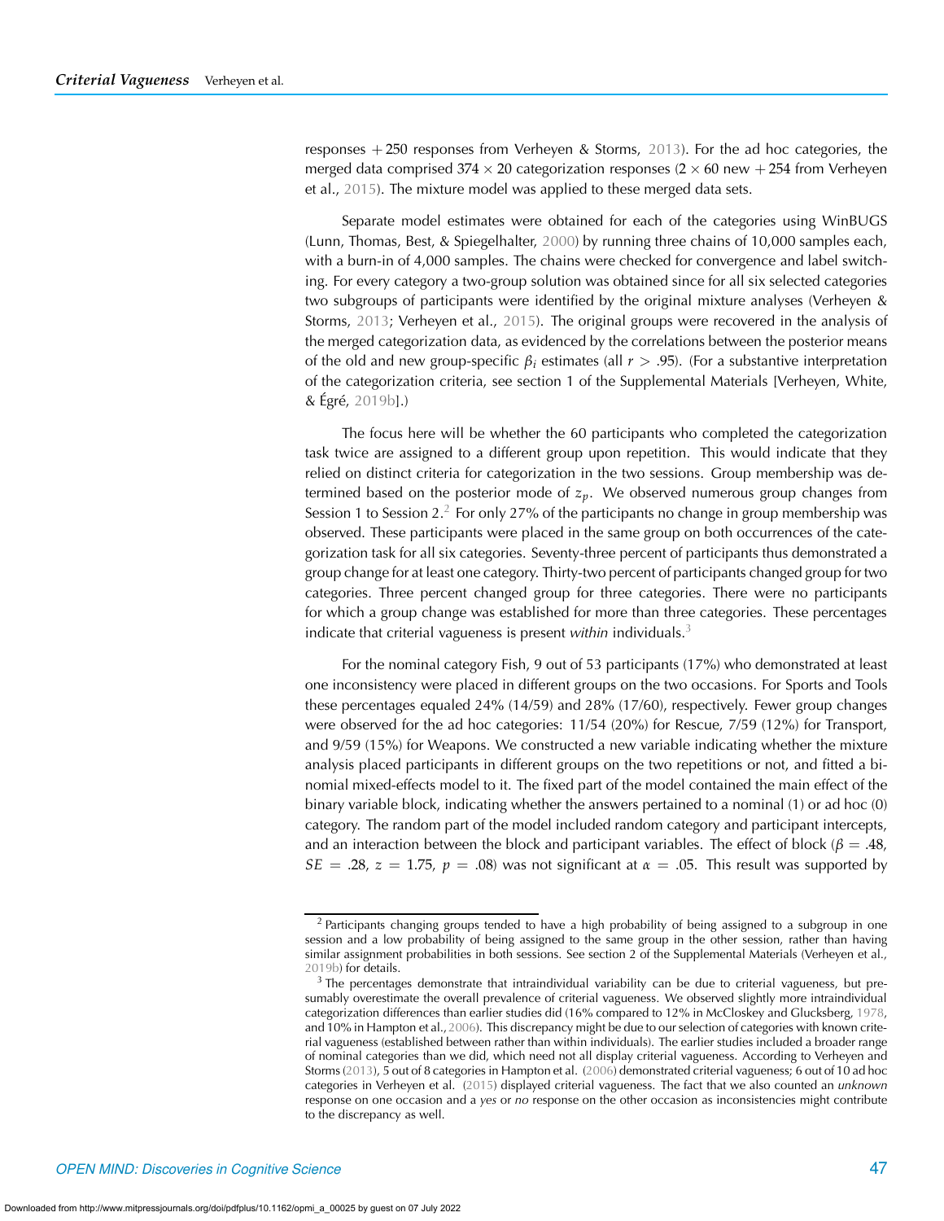responses + 250 responses from Verheyen & Storms, 2013). For the ad hoc categories, the merged data comprised $374 \times 20$ categorization responses ($2 \times 60$ new + 254 from Verheyen et al., 2015). The mixture model was applied to these merged data sets.

Separate model estimates were obtained for each of the categories using WinBUGS (Lunn, Thomas, Best, & Spiegelhalter, 2000) by running three chains of 10,000 samples each, with a burn-in of 4,000 samples. The chains were checked for convergence and label switching. For every category a two-group solution was obtained since for all six selected categories two subgroups of participants were identified by the original mixture analyses (Verheyen & Storms, 2013; Verheyen et al., 2015). The original groups were recovered in the analysis of the merged categorization data, as evidenced by the correlations between the posterior means of the old and new group-specific $\beta_i$ estimates (all $r > .95$). (For a substantive interpretation of the categorization criteria, see section 1 of the Supplemental Materials [Verheyen, White, & Égré, 2019b].)

The focus here will be whether the 60 participants who completed the categorization task twice are assigned to a different group upon repetition. This would indicate that they relied on distinct criteria for categorization in the two sessions. Group membership was determined based on the posterior mode of $z_p$. We observed numerous group changes from Session 1 to Session 2.[2] For only 27% of the participants no change in group membership was observed. These participants were placed in the same group on both occurrences of the categorization task for all six categories. Seventy-three percent of participants thus demonstrated a group change for at least one category. Thirty-two percent of participants changed group for two categories. Three percent changed group for three categories. There were no participants for which a group change was established for more than three categories. These percentages indicate that criterial vagueness is present *within* individuals.[3]

For the nominal category Fish, 9 out of 53 participants (17%) who demonstrated at least one inconsistency were placed in different groups on the two occasions. For Sports and Tools these percentages equaled 24% (14/59) and 28% (17/60), respectively. Fewer group changes were observed for the ad hoc categories: 11/54 (20%) for Rescue, 7/59 (12%) for Transport, and 9/59 (15%) for Weapons. We constructed a new variable indicating whether the mixture analysis placed participants in different groups on the two repetitions or not, and fitted a binomial mixed-effects model to it. The fixed part of the model contained the main effect of the binary variable block, indicating whether the answers pertained to a nominal (1) or ad hoc (0) category. The random part of the model included random category and participant intercepts, and an interaction between the block and participant variables. The effect of block ($\beta = .48$, $SE = .28$, $z = 1.75$, $p = .08$) was not significant at $\alpha = .05$. This result was supported by

---

[2] Participants changing groups tended to have a high probability of being assigned to a subgroup in one session and a low probability of being assigned to the same group in the other session, rather than having similar assignment probabilities in both sessions. See section 2 of the Supplemental Materials (Verheyen et al., 2019b) for details.

[3] The percentages demonstrate that intraindividual variability can be due to criterial vagueness, but presumably overestimate the overall prevalence of criterial vagueness. We observed slightly more intraindividual categorization differences than earlier studies did (16% compared to 12% in McCloskey and Glucksberg, 1978, and 10% in Hampton et al., 2006). This discrepancy might be due to our selection of categories with known criterial vagueness (established between rather than within individuals). The earlier studies included a broader range of nominal categories than we did, which need not all display criterial vagueness. According to Verheyen and Storms (2013), 5 out of 8 categories in Hampton et al. (2006) demonstrated criterial vagueness; 6 out of 10 ad hoc categories in Verheyen et al. (2015) displayed criterial vagueness. The fact that we also counted an *unknown* response on one occasion and a *yes* or *no* response on the other occasion as inconsistencies might contribute to the discrepancy as well.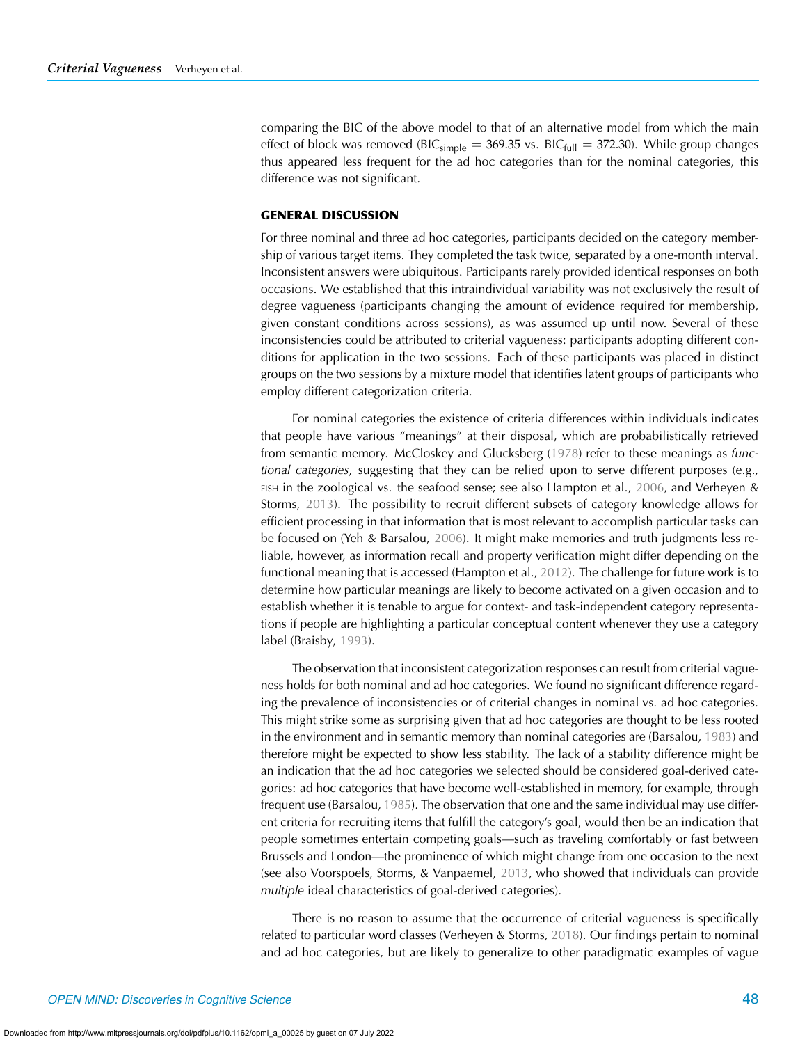comparing the BIC of the above model to that of an alternative model from which the main effect of block was removed ($BIC_{simple} = 369.35$ vs. $BIC_{full} = 372.30$). While group changes thus appeared less frequent for the ad hoc categories than for the nominal categories, this difference was not significant.

## GENERAL DISCUSSION

For three nominal and three ad hoc categories, participants decided on the category membership of various target items. They completed the task twice, separated by a one-month interval. Inconsistent answers were ubiquitous. Participants rarely provided identical responses on both occasions. We established that this intraindividual variability was not exclusively the result of degree vagueness (participants changing the amount of evidence required for membership, given constant conditions across sessions), as was assumed up until now. Several of these inconsistencies could be attributed to criterial vagueness: participants adopting different conditions for application in the two sessions. Each of these participants was placed in distinct groups on the two sessions by a mixture model that identifies latent groups of participants who employ different categorization criteria.

For nominal categories the existence of criteria differences within individuals indicates that people have various "meanings" at their disposal, which are probabilistically retrieved from semantic memory. McCloskey and Glucksberg (1978) refer to these meanings as *functional categories*, suggesting that they can be relied upon to serve different purposes (e.g., FISH in the zoological vs. the seafood sense; see also Hampton et al., 2006, and Verheyen & Storms, 2013). The possibility to recruit different subsets of category knowledge allows for efficient processing in that information that is most relevant to accomplish particular tasks can be focused on (Yeh & Barsalou, 2006). It might make memories and truth judgments less reliable, however, as information recall and property verification might differ depending on the functional meaning that is accessed (Hampton et al., 2012). The challenge for future work is to determine how particular meanings are likely to become activated on a given occasion and to establish whether it is tenable to argue for context- and task-independent category representations if people are highlighting a particular conceptual content whenever they use a category label (Braisby, 1993).

The observation that inconsistent categorization responses can result from criterial vagueness holds for both nominal and ad hoc categories. We found no significant difference regarding the prevalence of inconsistencies or of criterial changes in nominal vs. ad hoc categories. This might strike some as surprising given that ad hoc categories are thought to be less rooted in the environment and in semantic memory than nominal categories are (Barsalou, 1983) and therefore might be expected to show less stability. The lack of a stability difference might be an indication that the ad hoc categories we selected should be considered goal-derived categories: ad hoc categories that have become well-established in memory, for example, through frequent use (Barsalou, 1985). The observation that one and the same individual may use different criteria for recruiting items that fulfill the category's goal, would then be an indication that people sometimes entertain competing goals—such as traveling comfortably or fast between Brussels and London—the prominence of which might change from one occasion to the next (see also Voorspoels, Storms, & Vanpaemel, 2013, who showed that individuals can provide *multiple* ideal characteristics of goal-derived categories).

There is no reason to assume that the occurrence of criterial vagueness is specifically related to particular word classes (Verheyen & Storms, 2018). Our findings pertain to nominal and ad hoc categories, but are likely to generalize to other paradigmatic examples of vague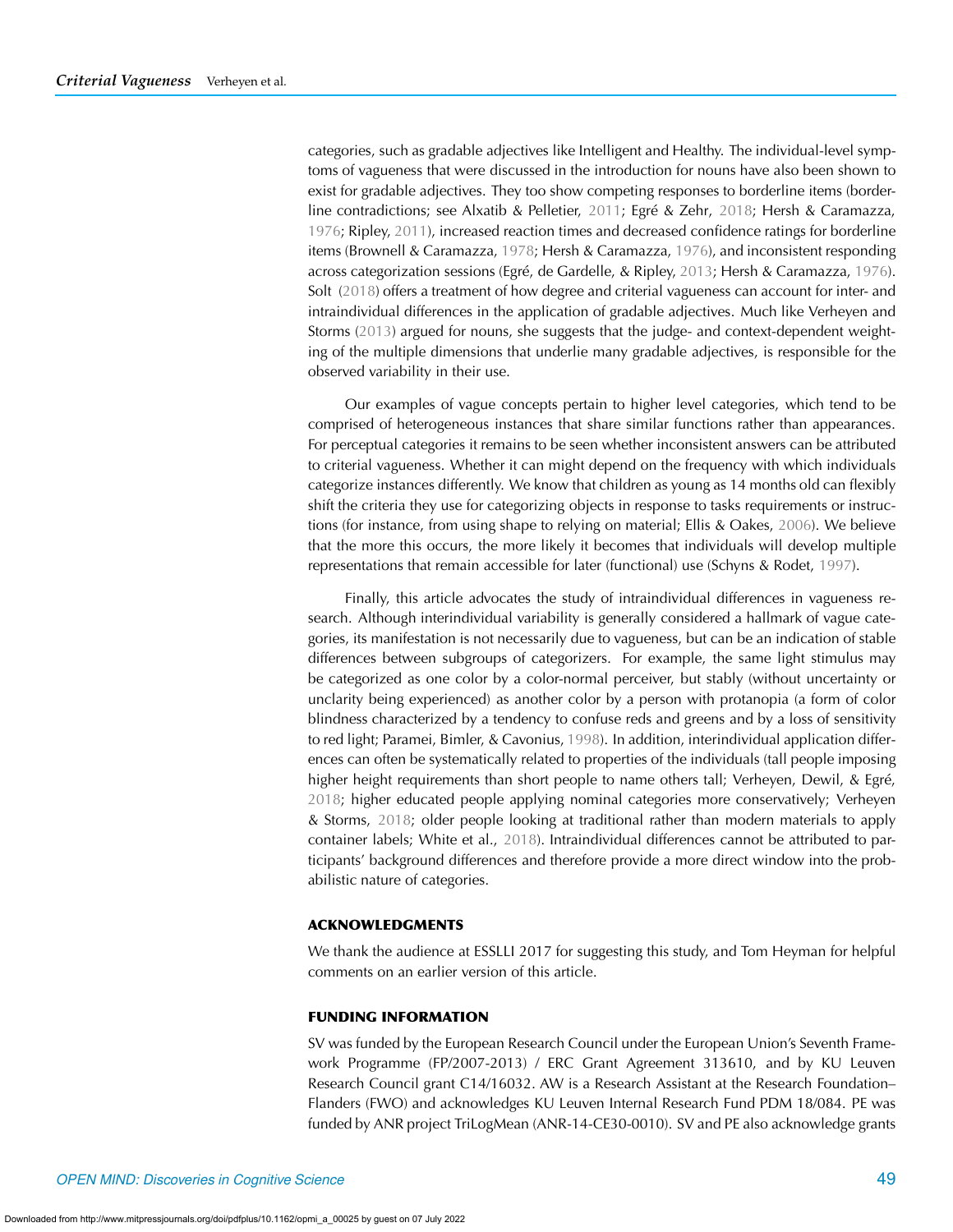categories, such as gradable adjectives like Intelligent and Healthy. The individual-level symptoms of vagueness that were discussed in the introduction for nouns have also been shown to exist for gradable adjectives. They too show competing responses to borderline items (borderline contradictions; see Alxatib & Pelletier, 2011; Egré & Zehr, 2018; Hersh & Caramazza, 1976; Ripley, 2011), increased reaction times and decreased confidence ratings for borderline items (Brownell & Caramazza, 1978; Hersh & Caramazza, 1976), and inconsistent responding across categorization sessions (Egré, de Gardelle, & Ripley, 2013; Hersh & Caramazza, 1976). Solt (2018) offers a treatment of how degree and criterial vagueness can account for inter- and intraindividual differences in the application of gradable adjectives. Much like Verheyen and Storms (2013) argued for nouns, she suggests that the judge- and context-dependent weighting of the multiple dimensions that underlie many gradable adjectives, is responsible for the observed variability in their use.

Our examples of vague concepts pertain to higher level categories, which tend to be comprised of heterogeneous instances that share similar functions rather than appearances. For perceptual categories it remains to be seen whether inconsistent answers can be attributed to criterial vagueness. Whether it can might depend on the frequency with which individuals categorize instances differently. We know that children as young as 14 months old can flexibly shift the criteria they use for categorizing objects in response to tasks requirements or instructions (for instance, from using shape to relying on material; Ellis & Oakes, 2006). We believe that the more this occurs, the more likely it becomes that individuals will develop multiple representations that remain accessible for later (functional) use (Schyns & Rodet, 1997).

Finally, this article advocates the study of intraindividual differences in vagueness research. Although interindividual variability is generally considered a hallmark of vague categories, its manifestation is not necessarily due to vagueness, but can be an indication of stable differences between subgroups of categorizers. For example, the same light stimulus may be categorized as one color by a color-normal perceiver, but stably (without uncertainty or unclarity being experienced) as another color by a person with protanopia (a form of color blindness characterized by a tendency to confuse reds and greens and by a loss of sensitivity to red light; Paramei, Bimler, & Cavonius, 1998). In addition, interindividual application differences can often be systematically related to properties of the individuals (tall people imposing higher height requirements than short people to name others tall; Verheyen, Dewil, & Egré, 2018; higher educated people applying nominal categories more conservatively; Verheyen & Storms, 2018; older people looking at traditional rather than modern materials to apply container labels; White et al., 2018). Intraindividual differences cannot be attributed to participants' background differences and therefore provide a more direct window into the probabilistic nature of categories.

## ACKNOWLEDGMENTS

We thank the audience at ESSLLI 2017 for suggesting this study, and Tom Heyman for helpful comments on an earlier version of this article.

## FUNDING INFORMATION

SV was funded by the European Research Council under the European Union's Seventh Framework Programme (FP/2007-2013) / ERC Grant Agreement 313610, and by KU Leuven Research Council grant C14/16032. AW is a Research Assistant at the Research Foundation–Flanders (FWO) and acknowledges KU Leuven Internal Research Fund PDM 18/084. PE was funded by ANR project TriLogMean (ANR-14-CE30-0010). SV and PE also acknowledge grants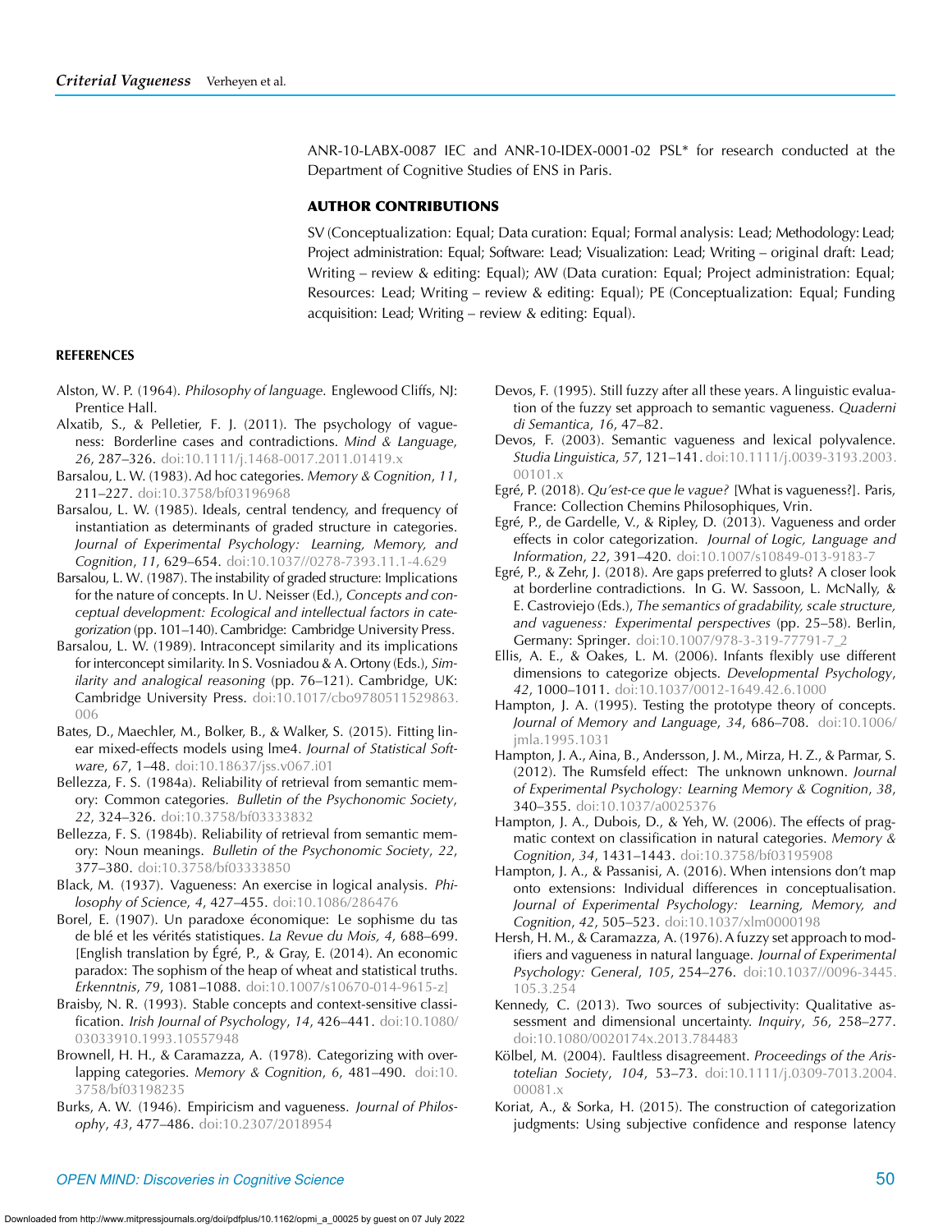ANR-10-LABX-0087 IEC and ANR-10-IDEX-0001-02 PSL* for research conducted at the Department of Cognitive Studies of ENS in Paris.

## AUTHOR CONTRIBUTIONS

SV (Conceptualization: Equal; Data curation: Equal; Formal analysis: Lead; Methodology: Lead; Project administration: Equal; Software: Lead; Visualization: Lead; Writing – original draft: Lead; Writing – review & editing: Equal); AW (Data curation: Equal; Project administration: Equal; Resources: Lead; Writing – review & editing: Equal); PE (Conceptualization: Equal; Funding acquisition: Lead; Writing – review & editing: Equal).

## REFERENCES

Alston, W. P. (1964). *Philosophy of language*. Englewood Cliffs, NJ: Prentice Hall.

Alxatib, S., & Pelletier, F. J. (2011). The psychology of vagueness: Borderline cases and contradictions. *Mind & Language*, *26*, 287–326. doi:10.1111/j.1468-0017.2011.01419.x

Barsalou, L. W. (1983). Ad hoc categories. *Memory & Cognition*, *11*, 211–227. doi:10.3758/bf03196968

Barsalou, L. W. (1985). Ideals, central tendency, and frequency of instantiation as determinants of graded structure in categories. *Journal of Experimental Psychology: Learning, Memory, and Cognition*, *11*, 629–654. doi:10.1037//0278-7393.11.1-4.629

Barsalou, L. W. (1987). The instability of graded structure: Implications for the nature of concepts. In U. Neisser (Ed.), *Concepts and conceptual development: Ecological and intellectual factors in categorization* (pp. 101–140). Cambridge: Cambridge University Press.

Barsalou, L. W. (1989). Intraconcept similarity and its implications for interconcept similarity. In S. Vosniadou & A. Ortony (Eds.), *Similarity and analogical reasoning* (pp. 76–121). Cambridge, UK: Cambridge University Press. doi:10.1017/cbo9780511529863.006

Bates, D., Maechler, M., Bolker, B., & Walker, S. (2015). Fitting linear mixed-effects models using lme4. *Journal of Statistical Software*, *67*, 1–48. doi:10.18637/jss.v067.i01

Bellezza, F. S. (1984a). Reliability of retrieval from semantic memory: Common categories. *Bulletin of the Psychonomic Society*, *22*, 324–326. doi:10.3758/bf03333832

Bellezza, F. S. (1984b). Reliability of retrieval from semantic memory: Noun meanings. *Bulletin of the Psychonomic Society*, *22*, 377–380. doi:10.3758/bf03333850

Black, M. (1937). Vagueness: An exercise in logical analysis. *Philosophy of Science*, *4*, 427–455. doi:10.1086/286476

Borel, E. (1907). Un paradoxe économique: Le sophisme du tas de blé et les vérités statistiques. *La Revue du Mois, 4*, 688–699. [English translation by Égré, P., & Gray, E. (2014). An economic paradox: The sophism of the heap of wheat and statistical truths. *Erkenntnis*, *79*, 1081–1088. doi:10.1007/s10670-014-9615-z]

Braisby, N. R. (1993). Stable concepts and context-sensitive classification. *Irish Journal of Psychology*, *14*, 426–441. doi:10.1080/03033910.1993.10557948

Brownell, H. H., & Caramazza, A. (1978). Categorizing with overlapping categories. *Memory & Cognition*, *6*, 481–490. doi:10.3758/bf03198235

Burks, A. W. (1946). Empiricism and vagueness. *Journal of Philosophy*, *43*, 477–486. doi:10.2307/2018954

Devos, F. (1995). Still fuzzy after all these years. A linguistic evaluation of the fuzzy set approach to semantic vagueness. *Quaderni di Semantica*, *16*, 47–82.

Devos, F. (2003). Semantic vagueness and lexical polyvalence. *Studia Linguistica*, *57*, 121–141. doi:10.1111/j.0039-3193.2003.00101.x

Egré, P. (2018). *Qu'est-ce que le vague?* [What is vagueness?]. Paris, France: Collection Chemins Philosophiques, Vrin.

Egré, P., de Gardelle, V., & Ripley, D. (2013). Vagueness and order effects in color categorization. *Journal of Logic, Language and Information*, *22*, 391–420. doi:10.1007/s10849-013-9183-7

Egré, P., & Zehr, J. (2018). Are gaps preferred to gluts? A closer look at borderline contradictions. In G. W. Sassoon, L. McNally, & E. Castroviejo (Eds.), *The semantics of gradability, scale structure, and vagueness: Experimental perspectives* (pp. 25–58). Berlin, Germany: Springer. doi:10.1007/978-3-319-77791-7_2

Ellis, A. E., & Oakes, L. M. (2006). Infants flexibly use different dimensions to categorize objects. *Developmental Psychology*, *42*, 1000–1011. doi:10.1037/0012-1649.42.6.1000

Hampton, J. A. (1995). Testing the prototype theory of concepts. *Journal of Memory and Language*, *34*, 686–708. doi:10.1006/jmla.1995.1031

Hampton, J. A., Aina, B., Andersson, J. M., Mirza, H. Z., & Parmar, S. (2012). The Rumsfeld effect: The unknown unknown. *Journal of Experimental Psychology: Learning Memory & Cognition*, *38*, 340–355. doi:10.1037/a0025376

Hampton, J. A., Dubois, D., & Yeh, W. (2006). The effects of pragmatic context on classification in natural categories. *Memory & Cognition*, *34*, 1431–1443. doi:10.3758/bf03195908

Hampton, J. A., & Passanisi, A. (2016). When intensions don't map onto extensions: Individual differences in conceptualisation. *Journal of Experimental Psychology: Learning, Memory, and Cognition*, *42*, 505–523. doi:10.1037/xlm0000198

Hersh, H. M., & Caramazza, A. (1976). A fuzzy set approach to modifiers and vagueness in natural language. *Journal of Experimental Psychology: General*, *105*, 254–276. doi:10.1037//0096-3445.105.3.254

Kennedy, C. (2013). Two sources of subjectivity: Qualitative assessment and dimensional uncertainty. *Inquiry*, *56*, 258–277. doi:10.1080/0020174x.2013.784483

Kölbel, M. (2004). Faultless disagreement. *Proceedings of the Aristotelian Society*, *104*, 53–73. doi:10.1111/j.0309-7013.2004.00081.x

Koriat, A., & Sorka, H. (2015). The construction of categorization judgments: Using subjective confidence and response latency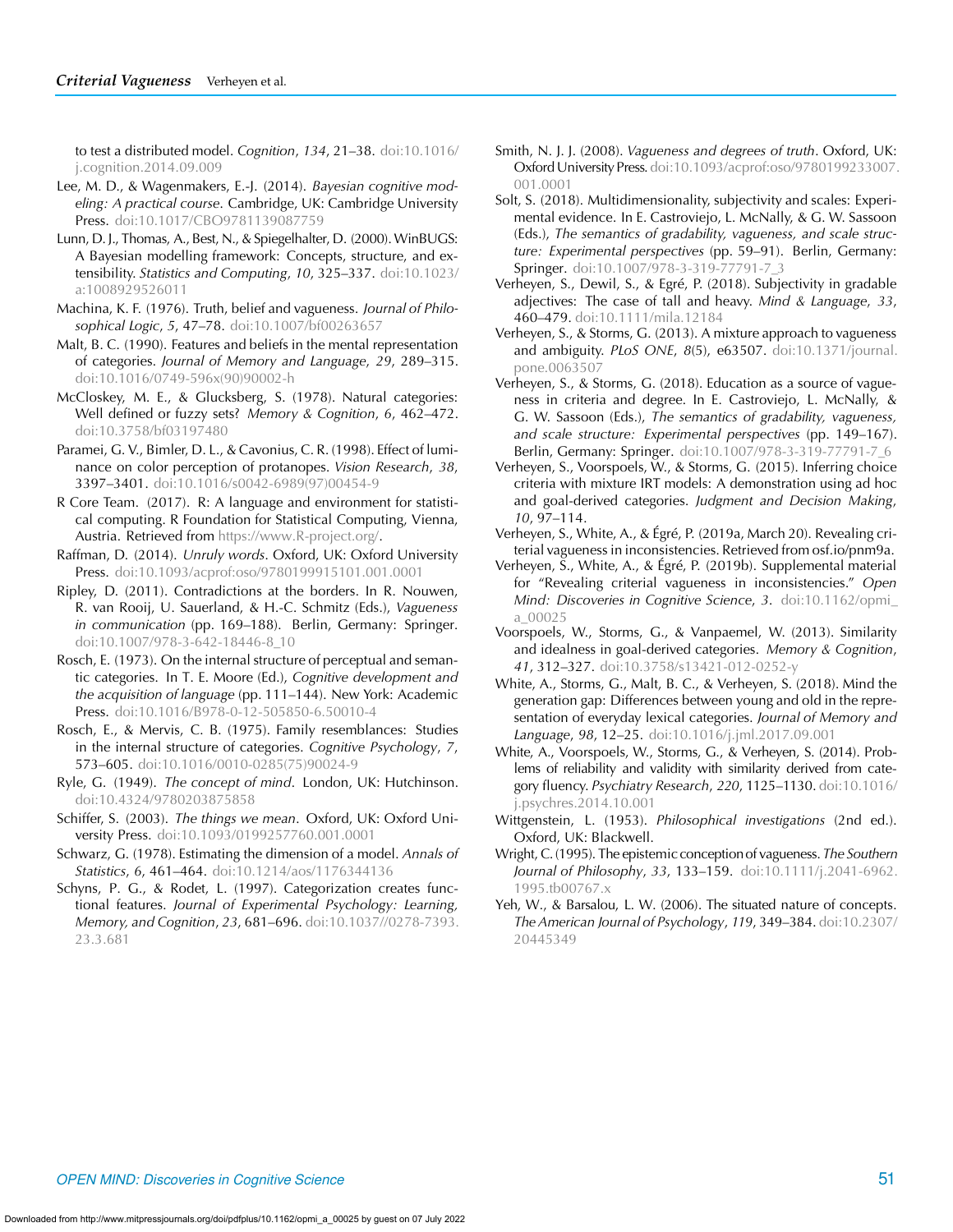to test a distributed model. *Cognition*, *134*, 21–38. doi:10.1016/j.cognition.2014.09.009

Lee, M. D., & Wagenmakers, E.-J. (2014). *Bayesian cognitive modeling: A practical course*. Cambridge, UK: Cambridge University Press. doi:10.1017/CBO9781139087759

Lunn, D. J., Thomas, A., Best, N., & Spiegelhalter, D. (2000). WinBUGS: A Bayesian modelling framework: Concepts, structure, and extensibility. *Statistics and Computing*, *10*, 325–337. doi:10.1023/a:1008929526011

Machina, K. F. (1976). Truth, belief and vagueness. *Journal of Philosophical Logic*, *5*, 47–78. doi:10.1007/bf00263657

Malt, B. C. (1990). Features and beliefs in the mental representation of categories. *Journal of Memory and Language*, *29*, 289–315. doi:10.1016/0749-596x(90)90002-h

McCloskey, M. E., & Glucksberg, S. (1978). Natural categories: Well defined or fuzzy sets? *Memory & Cognition*, *6*, 462–472. doi:10.3758/bf03197480

Paramei, G. V., Bimler, D. L., & Cavonius, C. R. (1998). Effect of luminance on color perception of protanopes. *Vision Research*, *38*, 3397–3401. doi:10.1016/s0042-6989(97)00454-9

R Core Team. (2017). R: A language and environment for statistical computing. R Foundation for Statistical Computing, Vienna, Austria. Retrieved from https://www.R-project.org/.

Raffman, D. (2014). *Unruly words*. Oxford, UK: Oxford University Press. doi:10.1093/acprof:oso/9780199915101.001.0001

Ripley, D. (2011). Contradictions at the borders. In R. Nouwen, R. van Rooij, U. Sauerland, & H.-C. Schmitz (Eds.), *Vagueness in communication* (pp. 169–188). Berlin, Germany: Springer. doi:10.1007/978-3-642-18446-8_10

Rosch, E. (1973). On the internal structure of perceptual and semantic categories. In T. E. Moore (Ed.), *Cognitive development and the acquisition of language* (pp. 111–144). New York: Academic Press. doi:10.1016/B978-0-12-505850-6.50010-4

Rosch, E., & Mervis, C. B. (1975). Family resemblances: Studies in the internal structure of categories. *Cognitive Psychology*, *7*, 573–605. doi:10.1016/0010-0285(75)90024-9

Ryle, G. (1949). *The concept of mind*. London, UK: Hutchinson. doi:10.4324/9780203875858

Schiffer, S. (2003). *The things we mean*. Oxford, UK: Oxford University Press. doi:10.1093/0199257760.001.0001

Schwarz, G. (1978). Estimating the dimension of a model. *Annals of Statistics*, *6*, 461–464. doi:10.1214/aos/1176344136

Schyns, P. G., & Rodet, L. (1997). Categorization creates functional features. *Journal of Experimental Psychology: Learning, Memory, and Cognition*, *23*, 681–696. doi:10.1037//0278-7393.23.3.681

Smith, N. J. J. (2008). *Vagueness and degrees of truth*. Oxford, UK: Oxford University Press. doi:10.1093/acprof:oso/9780199233007.001.0001

Solt, S. (2018). Multidimensionality, subjectivity and scales: Experimental evidence. In E. Castroviejo, L. McNally, & G. W. Sassoon (Eds.), *The semantics of gradability, vagueness, and scale structure: Experimental perspectives* (pp. 59–91). Berlin, Germany: Springer. doi:10.1007/978-3-319-77791-7_3

Verheyen, S., Dewil, S., & Égré, P. (2018). Subjectivity in gradable adjectives: The case of tall and heavy. *Mind & Language*, *33*, 460–479. doi:10.1111/mila.12184

Verheyen, S., & Storms, G. (2013). A mixture approach to vagueness and ambiguity. *PLoS ONE*, *8*(5), e63507. doi:10.1371/journal.pone.0063507

Verheyen, S., & Storms, G. (2018). Education as a source of vagueness in criteria and degree. In E. Castroviejo, L. McNally, & G. W. Sassoon (Eds.), *The semantics of gradability, vagueness, and scale structure: Experimental perspectives* (pp. 149–167). Berlin, Germany: Springer. doi:10.1007/978-3-319-77791-7_6

Verheyen, S., Voorspoels, W., & Storms, G. (2015). Inferring choice criteria with mixture IRT models: A demonstration using ad hoc and goal-derived categories. *Judgment and Decision Making*, *10*, 97–114.

Verheyen, S., White, A., & Égré, P. (2019a, March 20). Revealing criterial vagueness in inconsistencies. Retrieved from osf.io/pnm9a.

Verheyen, S., White, A., & Égré, P. (2019b). Supplemental material for "Revealing criterial vagueness in inconsistencies." *Open Mind: Discoveries in Cognitive Science*, *3*. doi:10.1162/opmi_a_00025

Voorspoels, W., Storms, G., & Vanpaemel, W. (2013). Similarity and idealness in goal-derived categories. *Memory & Cognition*, *41*, 312–327. doi:10.3758/s13421-012-0252-y

White, A., Storms, G., Malt, B. C., & Verheyen, S. (2018). Mind the generation gap: Differences between young and old in the representation of everyday lexical categories. *Journal of Memory and Language*, *98*, 12–25. doi:10.1016/j.jml.2017.09.001

White, A., Voorspoels, W., Storms, G., & Verheyen, S. (2014). Problems of reliability and validity with similarity derived from category fluency. *Psychiatry Research*, *220*, 1125–1130. doi:10.1016/j.psychres.2014.10.001

Wittgenstein, L. (1953). *Philosophical investigations* (2nd ed.). Oxford, UK: Blackwell.

Wright, C. (1995). The epistemic conception of vagueness. *The Southern Journal of Philosophy*, *33*, 133–159. doi:10.1111/j.2041-6962.1995.tb00767.x

Yeh, W., & Barsalou, L. W. (2006). The situated nature of concepts. *The American Journal of Psychology*, *119*, 349–384. doi:10.2307/20445349